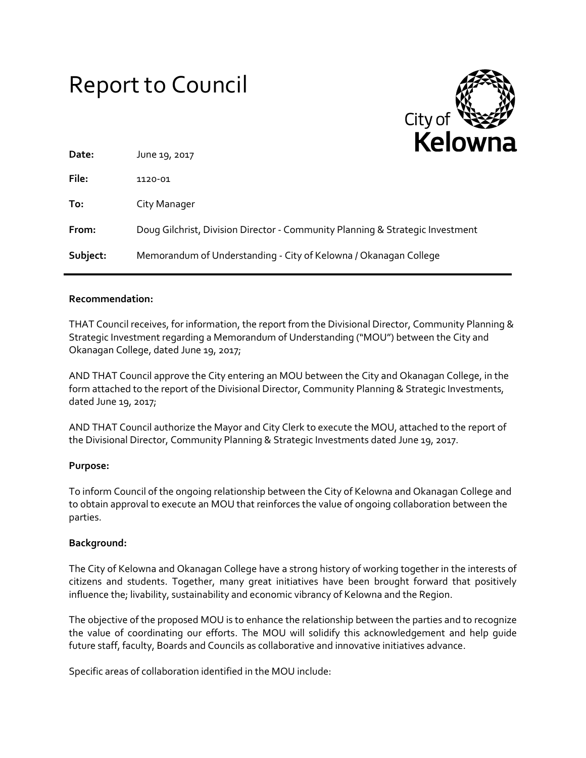# Report to Council

City of **Kelowna**

| | |
|---|---|
| **Date:** | June 19, 2017 |
| **File:** | 1120-01 |
| **To:** | City Manager |
| **From:** | Doug Gilchrist, Division Director - Community Planning & Strategic Investment |
| **Subject:** | Memorandum of Understanding - City of Kelowna / Okanagan College |

---

**Recommendation:**

THAT Council receives, for information, the report from the Divisional Director, Community Planning & Strategic Investment regarding a Memorandum of Understanding ("MOU") between the City and Okanagan College, dated June 19, 2017;

AND THAT Council approve the City entering an MOU between the City and Okanagan College, in the form attached to the report of the Divisional Director, Community Planning & Strategic Investments, dated June 19, 2017;

AND THAT Council authorize the Mayor and City Clerk to execute the MOU, attached to the report of the Divisional Director, Community Planning & Strategic Investments dated June 19, 2017.

**Purpose:**

To inform Council of the ongoing relationship between the City of Kelowna and Okanagan College and to obtain approval to execute an MOU that reinforces the value of ongoing collaboration between the parties.

**Background:**

The City of Kelowna and Okanagan College have a strong history of working together in the interests of citizens and students. Together, many great initiatives have been brought forward that positively influence the; livability, sustainability and economic vibrancy of Kelowna and the Region.

The objective of the proposed MOU is to enhance the relationship between the parties and to recognize the value of coordinating our efforts. The MOU will solidify this acknowledgement and help guide future staff, faculty, Boards and Councils as collaborative and innovative initiatives advance.

Specific areas of collaboration identified in the MOU include: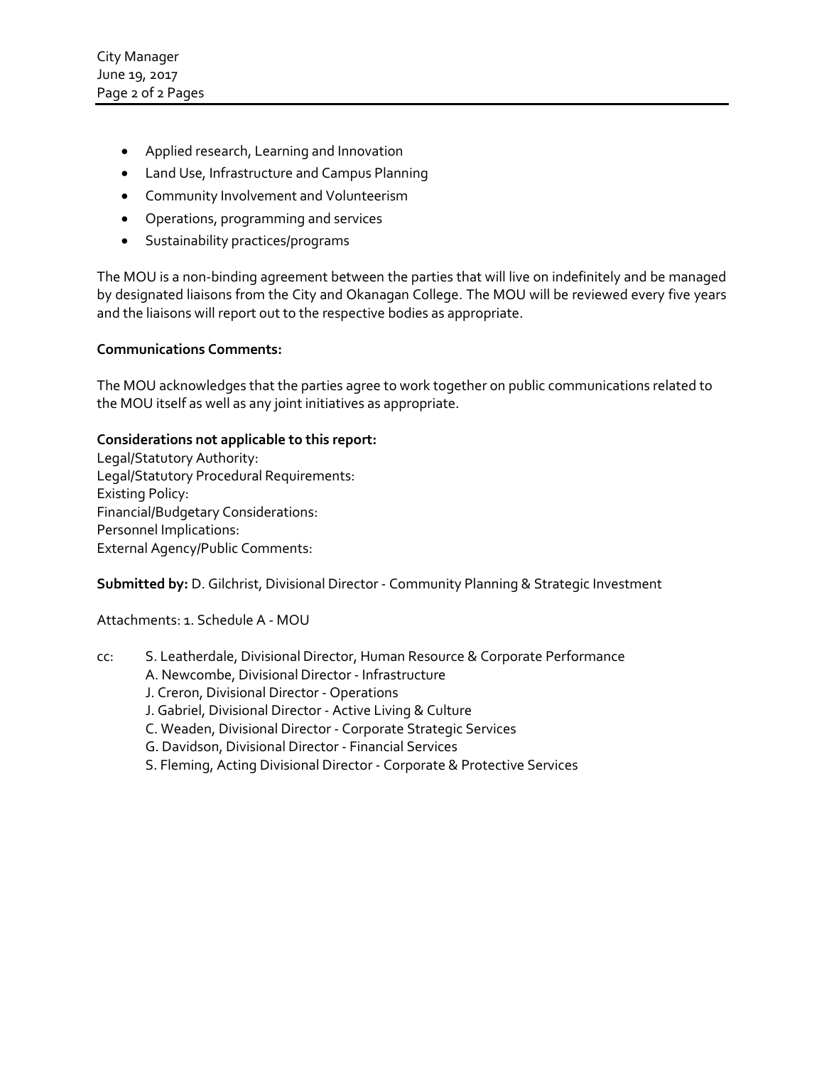- Applied research, Learning and Innovation
- Land Use, Infrastructure and Campus Planning
- Community Involvement and Volunteerism
- Operations, programming and services
- Sustainability practices/programs

The MOU is a non-binding agreement between the parties that will live on indefinitely and be managed by designated liaisons from the City and Okanagan College. The MOU will be reviewed every five years and the liaisons will report out to the respective bodies as appropriate.

**Communications Comments:**

The MOU acknowledges that the parties agree to work together on public communications related to the MOU itself as well as any joint initiatives as appropriate.

**Considerations not applicable to this report:**
Legal/Statutory Authority:
Legal/Statutory Procedural Requirements:
Existing Policy:
Financial/Budgetary Considerations:
Personnel Implications:
External Agency/Public Comments:

**Submitted by:** D. Gilchrist, Divisional Director - Community Planning & Strategic Investment

Attachments: 1. Schedule A - MOU

cc: S. Leatherdale, Divisional Director, Human Resource & Corporate Performance
A. Newcombe, Divisional Director - Infrastructure
J. Creron, Divisional Director - Operations
J. Gabriel, Divisional Director - Active Living & Culture
C. Weaden, Divisional Director - Corporate Strategic Services
G. Davidson, Divisional Director - Financial Services
S. Fleming, Acting Divisional Director - Corporate & Protective Services